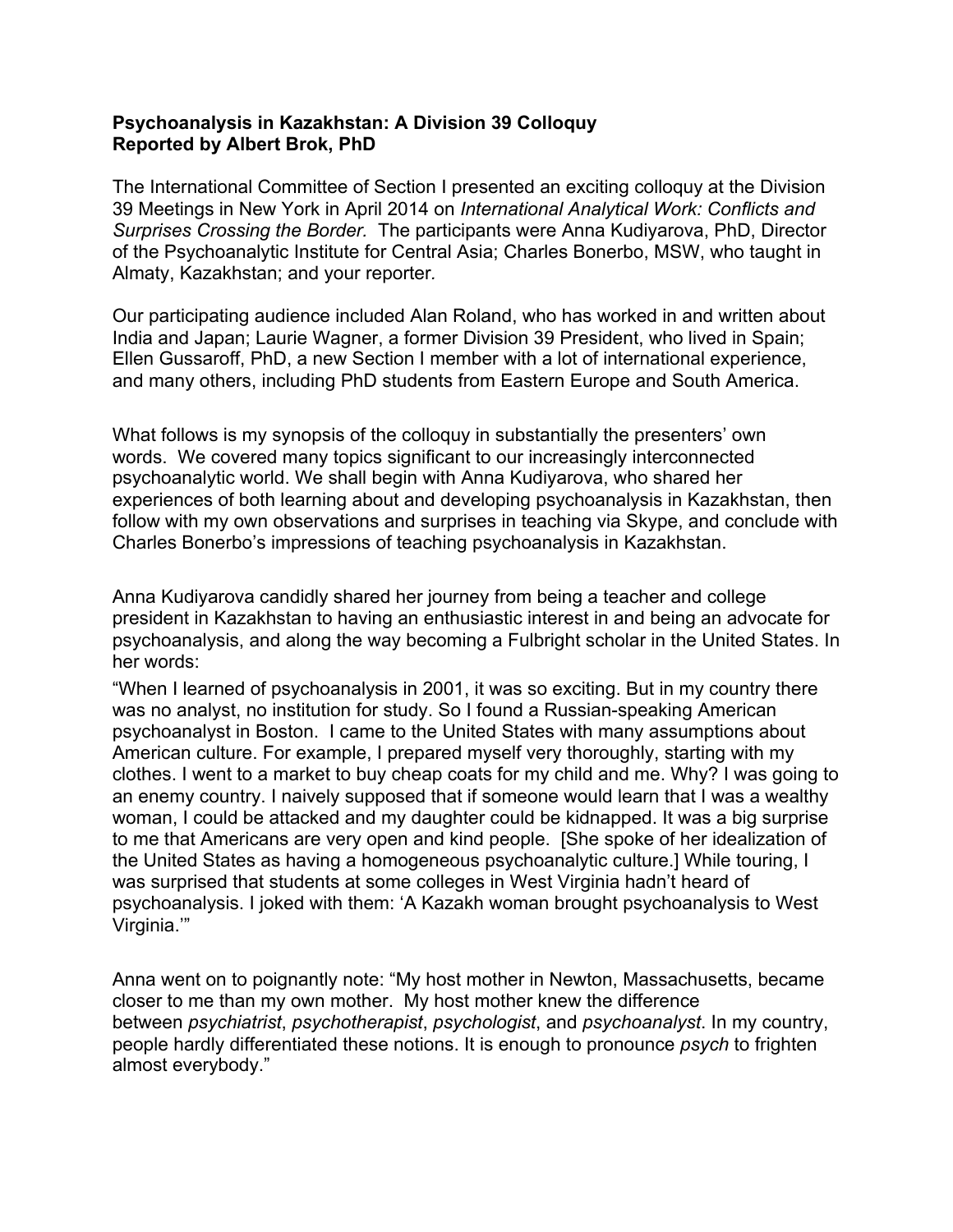**Psychoanalysis in Kazakhstan: A Division 39 Colloquy**
**Reported by Albert Brok, PhD**

The International Committee of Section I presented an exciting colloquy at the Division 39 Meetings in New York in April 2014 on *International Analytical Work: Conflicts and Surprises Crossing the Border.* The participants were Anna Kudiyarova, PhD, Director of the Psychoanalytic Institute for Central Asia; Charles Bonerbo, MSW, who taught in Almaty, Kazakhstan; and your reporter.

Our participating audience included Alan Roland, who has worked in and written about India and Japan; Laurie Wagner, a former Division 39 President, who lived in Spain; Ellen Gussaroff, PhD, a new Section I member with a lot of international experience, and many others, including PhD students from Eastern Europe and South America.

What follows is my synopsis of the colloquy in substantially the presenters' own words. We covered many topics significant to our increasingly interconnected psychoanalytic world. We shall begin with Anna Kudiyarova, who shared her experiences of both learning about and developing psychoanalysis in Kazakhstan, then follow with my own observations and surprises in teaching via Skype, and conclude with Charles Bonerbo's impressions of teaching psychoanalysis in Kazakhstan.

Anna Kudiyarova candidly shared her journey from being a teacher and college president in Kazakhstan to having an enthusiastic interest in and being an advocate for psychoanalysis, and along the way becoming a Fulbright scholar in the United States. In her words:

"When I learned of psychoanalysis in 2001, it was so exciting. But in my country there was no analyst, no institution for study. So I found a Russian-speaking American psychoanalyst in Boston. I came to the United States with many assumptions about American culture. For example, I prepared myself very thoroughly, starting with my clothes. I went to a market to buy cheap coats for my child and me. Why? I was going to an enemy country. I naively supposed that if someone would learn that I was a wealthy woman, I could be attacked and my daughter could be kidnapped. It was a big surprise to me that Americans are very open and kind people. [She spoke of her idealization of the United States as having a homogeneous psychoanalytic culture.] While touring, I was surprised that students at some colleges in West Virginia hadn't heard of psychoanalysis. I joked with them: 'A Kazakh woman brought psychoanalysis to West Virginia.'"

Anna went on to poignantly note: "My host mother in Newton, Massachusetts, became closer to me than my own mother. My host mother knew the difference between *psychiatrist*, *psychotherapist*, *psychologist*, and *psychoanalyst*. In my country, people hardly differentiated these notions. It is enough to pronounce *psych* to frighten almost everybody."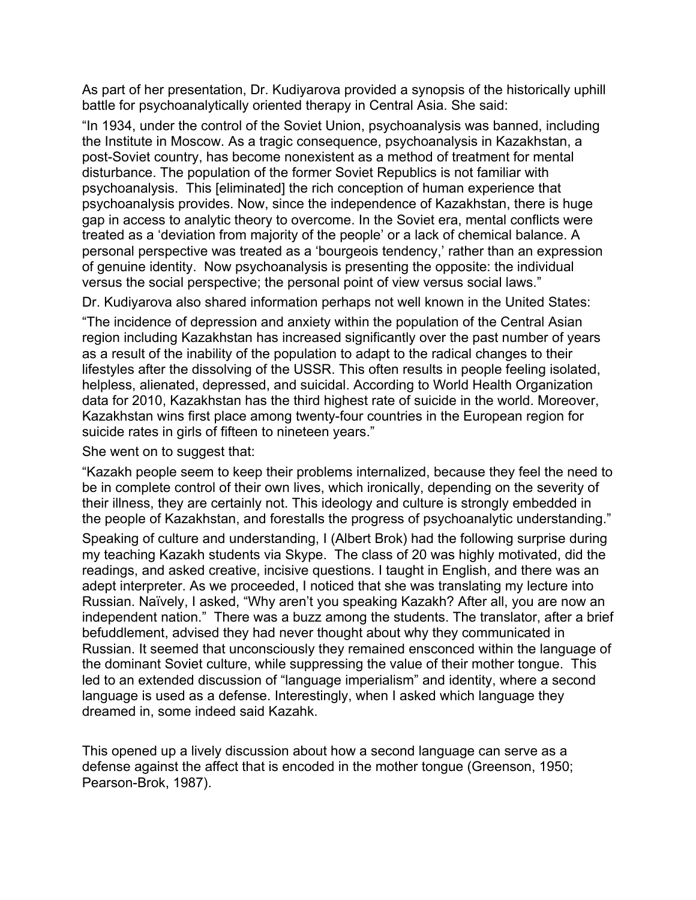As part of her presentation, Dr. Kudiyarova provided a synopsis of the historically uphill battle for psychoanalytically oriented therapy in Central Asia. She said:

"In 1934, under the control of the Soviet Union, psychoanalysis was banned, including the Institute in Moscow. As a tragic consequence, psychoanalysis in Kazakhstan, a post-Soviet country, has become nonexistent as a method of treatment for mental disturbance. The population of the former Soviet Republics is not familiar with psychoanalysis. This [eliminated] the rich conception of human experience that psychoanalysis provides. Now, since the independence of Kazakhstan, there is huge gap in access to analytic theory to overcome. In the Soviet era, mental conflicts were treated as a 'deviation from majority of the people' or a lack of chemical balance. A personal perspective was treated as a 'bourgeois tendency,' rather than an expression of genuine identity. Now psychoanalysis is presenting the opposite: the individual versus the social perspective; the personal point of view versus social laws."

Dr. Kudiyarova also shared information perhaps not well known in the United States:

"The incidence of depression and anxiety within the population of the Central Asian region including Kazakhstan has increased significantly over the past number of years as a result of the inability of the population to adapt to the radical changes to their lifestyles after the dissolving of the USSR. This often results in people feeling isolated, helpless, alienated, depressed, and suicidal. According to World Health Organization data for 2010, Kazakhstan has the third highest rate of suicide in the world. Moreover, Kazakhstan wins first place among twenty-four countries in the European region for suicide rates in girls of fifteen to nineteen years."

She went on to suggest that:

"Kazakh people seem to keep their problems internalized, because they feel the need to be in complete control of their own lives, which ironically, depending on the severity of their illness, they are certainly not. This ideology and culture is strongly embedded in the people of Kazakhstan, and forestalls the progress of psychoanalytic understanding."

Speaking of culture and understanding, I (Albert Brok) had the following surprise during my teaching Kazakh students via Skype. The class of 20 was highly motivated, did the readings, and asked creative, incisive questions. I taught in English, and there was an adept interpreter. As we proceeded, I noticed that she was translating my lecture into Russian. Naïvely, I asked, "Why aren't you speaking Kazakh? After all, you are now an independent nation." There was a buzz among the students. The translator, after a brief befuddlement, advised they had never thought about why they communicated in Russian. It seemed that unconsciously they remained ensconced within the language of the dominant Soviet culture, while suppressing the value of their mother tongue. This led to an extended discussion of "language imperialism" and identity, where a second language is used as a defense. Interestingly, when I asked which language they dreamed in, some indeed said Kazahk.

This opened up a lively discussion about how a second language can serve as a defense against the affect that is encoded in the mother tongue (Greenson, 1950; Pearson-Brok, 1987).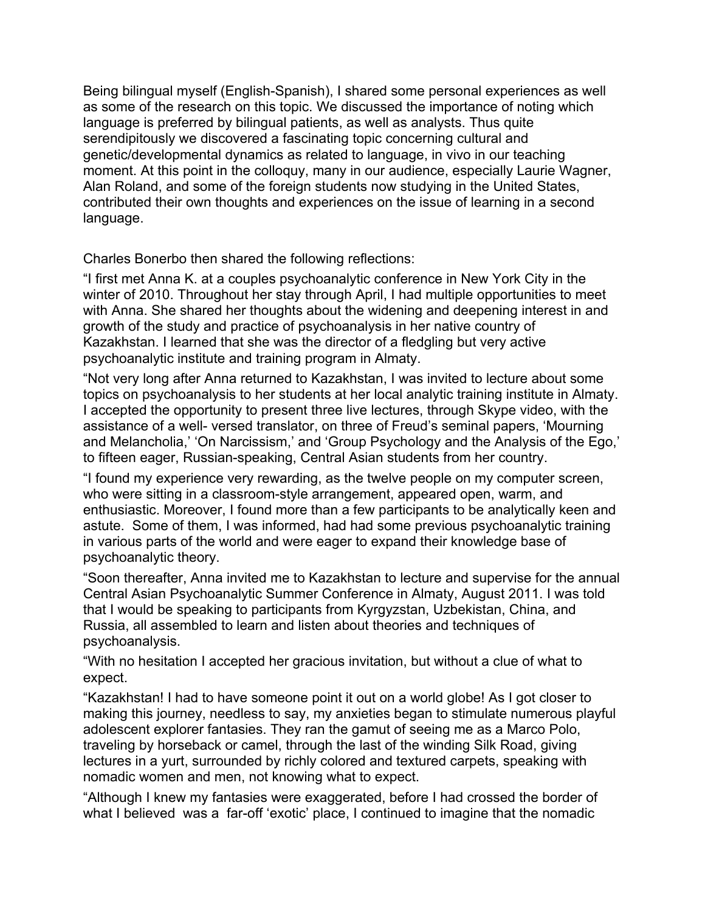Being bilingual myself (English-Spanish), I shared some personal experiences as well as some of the research on this topic. We discussed the importance of noting which language is preferred by bilingual patients, as well as analysts. Thus quite serendipitously we discovered a fascinating topic concerning cultural and genetic/developmental dynamics as related to language, in vivo in our teaching moment. At this point in the colloquy, many in our audience, especially Laurie Wagner, Alan Roland, and some of the foreign students now studying in the United States, contributed their own thoughts and experiences on the issue of learning in a second language.

Charles Bonerbo then shared the following reflections:

"I first met Anna K. at a couples psychoanalytic conference in New York City in the winter of 2010. Throughout her stay through April, I had multiple opportunities to meet with Anna. She shared her thoughts about the widening and deepening interest in and growth of the study and practice of psychoanalysis in her native country of Kazakhstan. I learned that she was the director of a fledgling but very active psychoanalytic institute and training program in Almaty.

"Not very long after Anna returned to Kazakhstan, I was invited to lecture about some topics on psychoanalysis to her students at her local analytic training institute in Almaty. I accepted the opportunity to present three live lectures, through Skype video, with the assistance of a well- versed translator, on three of Freud's seminal papers, 'Mourning and Melancholia,' 'On Narcissism,' and 'Group Psychology and the Analysis of the Ego,' to fifteen eager, Russian-speaking, Central Asian students from her country.

"I found my experience very rewarding, as the twelve people on my computer screen, who were sitting in a classroom-style arrangement, appeared open, warm, and enthusiastic. Moreover, I found more than a few participants to be analytically keen and astute. Some of them, I was informed, had had some previous psychoanalytic training in various parts of the world and were eager to expand their knowledge base of psychoanalytic theory.

"Soon thereafter, Anna invited me to Kazakhstan to lecture and supervise for the annual Central Asian Psychoanalytic Summer Conference in Almaty, August 2011. I was told that I would be speaking to participants from Kyrgyzstan, Uzbekistan, China, and Russia, all assembled to learn and listen about theories and techniques of psychoanalysis.

"With no hesitation I accepted her gracious invitation, but without a clue of what to expect.

"Kazakhstan! I had to have someone point it out on a world globe! As I got closer to making this journey, needless to say, my anxieties began to stimulate numerous playful adolescent explorer fantasies. They ran the gamut of seeing me as a Marco Polo, traveling by horseback or camel, through the last of the winding Silk Road, giving lectures in a yurt, surrounded by richly colored and textured carpets, speaking with nomadic women and men, not knowing what to expect.

"Although I knew my fantasies were exaggerated, before I had crossed the border of what I believed was a far-off 'exotic' place, I continued to imagine that the nomadic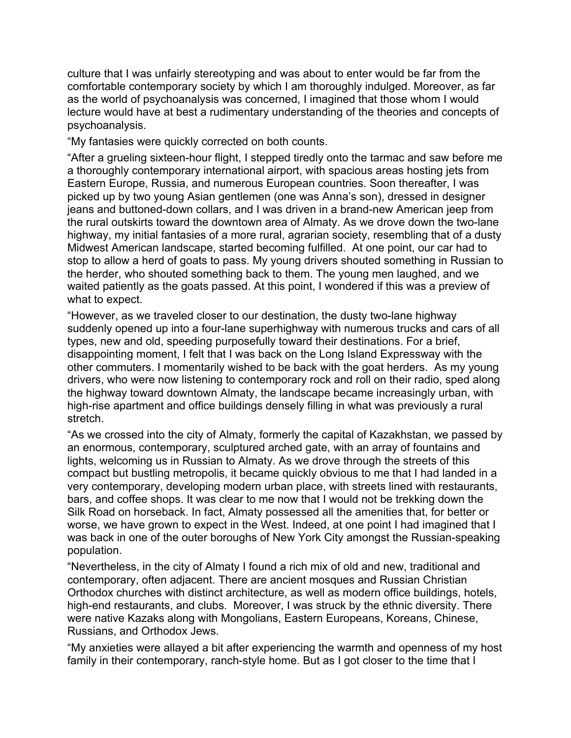culture that I was unfairly stereotyping and was about to enter would be far from the comfortable contemporary society by which I am thoroughly indulged. Moreover, as far as the world of psychoanalysis was concerned, I imagined that those whom I would lecture would have at best a rudimentary understanding of the theories and concepts of psychoanalysis.

"My fantasies were quickly corrected on both counts.

"After a grueling sixteen-hour flight, I stepped tiredly onto the tarmac and saw before me a thoroughly contemporary international airport, with spacious areas hosting jets from Eastern Europe, Russia, and numerous European countries. Soon thereafter, I was picked up by two young Asian gentlemen (one was Anna's son), dressed in designer jeans and buttoned-down collars, and I was driven in a brand-new American jeep from the rural outskirts toward the downtown area of Almaty. As we drove down the two-lane highway, my initial fantasies of a more rural, agrarian society, resembling that of a dusty Midwest American landscape, started becoming fulfilled. At one point, our car had to stop to allow a herd of goats to pass. My young drivers shouted something in Russian to the herder, who shouted something back to them. The young men laughed, and we waited patiently as the goats passed. At this point, I wondered if this was a preview of what to expect.

"However, as we traveled closer to our destination, the dusty two-lane highway suddenly opened up into a four-lane superhighway with numerous trucks and cars of all types, new and old, speeding purposefully toward their destinations. For a brief, disappointing moment, I felt that I was back on the Long Island Expressway with the other commuters. I momentarily wished to be back with the goat herders. As my young drivers, who were now listening to contemporary rock and roll on their radio, sped along the highway toward downtown Almaty, the landscape became increasingly urban, with high-rise apartment and office buildings densely filling in what was previously a rural stretch.

"As we crossed into the city of Almaty, formerly the capital of Kazakhstan, we passed by an enormous, contemporary, sculptured arched gate, with an array of fountains and lights, welcoming us in Russian to Almaty. As we drove through the streets of this compact but bustling metropolis, it became quickly obvious to me that I had landed in a very contemporary, developing modern urban place, with streets lined with restaurants, bars, and coffee shops. It was clear to me now that I would not be trekking down the Silk Road on horseback. In fact, Almaty possessed all the amenities that, for better or worse, we have grown to expect in the West. Indeed, at one point I had imagined that I was back in one of the outer boroughs of New York City amongst the Russian-speaking population.

"Nevertheless, in the city of Almaty I found a rich mix of old and new, traditional and contemporary, often adjacent. There are ancient mosques and Russian Christian Orthodox churches with distinct architecture, as well as modern office buildings, hotels, high-end restaurants, and clubs. Moreover, I was struck by the ethnic diversity. There were native Kazaks along with Mongolians, Eastern Europeans, Koreans, Chinese, Russians, and Orthodox Jews.

"My anxieties were allayed a bit after experiencing the warmth and openness of my host family in their contemporary, ranch-style home. But as I got closer to the time that I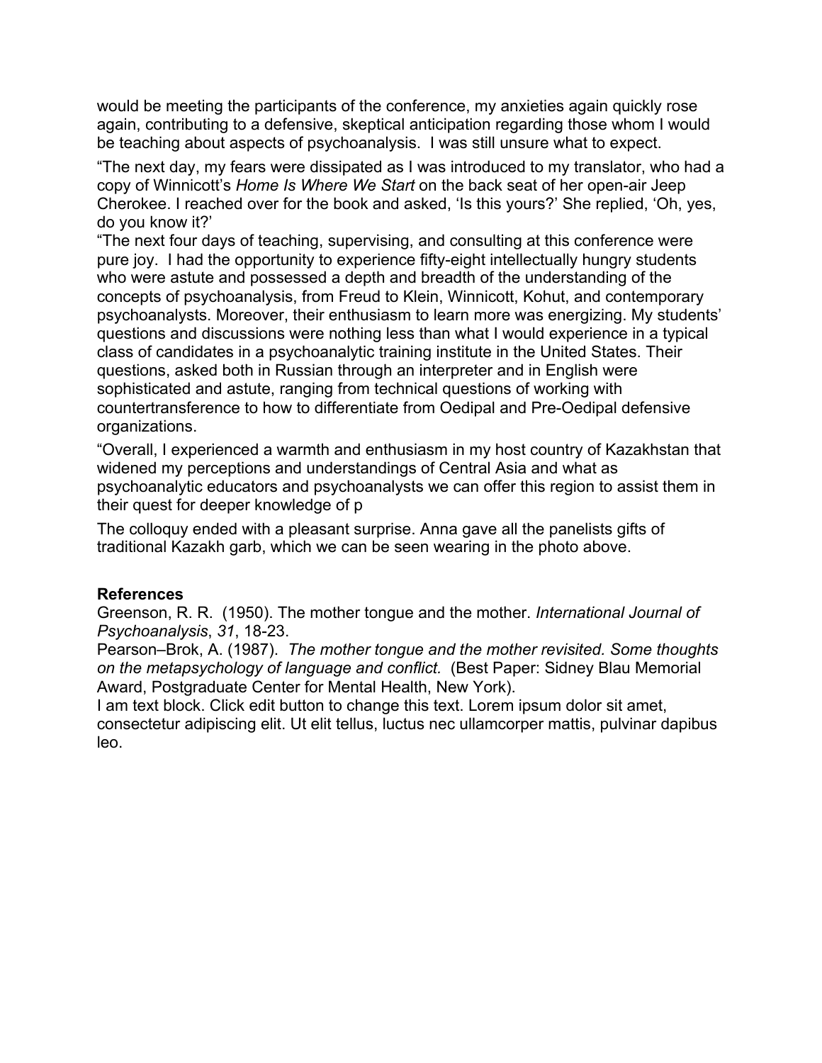would be meeting the participants of the conference, my anxieties again quickly rose again, contributing to a defensive, skeptical anticipation regarding those whom I would be teaching about aspects of psychoanalysis. I was still unsure what to expect.

“The next day, my fears were dissipated as I was introduced to my translator, who had a copy of Winnicott’s *Home Is Where We Start* on the back seat of her open-air Jeep Cherokee. I reached over for the book and asked, ‘Is this yours?’ She replied, ‘Oh, yes, do you know it?’

“The next four days of teaching, supervising, and consulting at this conference were pure joy. I had the opportunity to experience fifty-eight intellectually hungry students who were astute and possessed a depth and breadth of the understanding of the concepts of psychoanalysis, from Freud to Klein, Winnicott, Kohut, and contemporary psychoanalysts. Moreover, their enthusiasm to learn more was energizing. My students’ questions and discussions were nothing less than what I would experience in a typical class of candidates in a psychoanalytic training institute in the United States. Their questions, asked both in Russian through an interpreter and in English were sophisticated and astute, ranging from technical questions of working with countertransference to how to differentiate from Oedipal and Pre-Oedipal defensive organizations.

“Overall, I experienced a warmth and enthusiasm in my host country of Kazakhstan that widened my perceptions and understandings of Central Asia and what as psychoanalytic educators and psychoanalysts we can offer this region to assist them in their quest for deeper knowledge of p

The colloquy ended with a pleasant surprise. Anna gave all the panelists gifts of traditional Kazakh garb, which we can be seen wearing in the photo above.

**References**

Greenson, R. R. (1950). The mother tongue and the mother. *International Journal of Psychoanalysis*, *31*, 18-23.

Pearson–Brok, A. (1987). *The mother tongue and the mother revisited. Some thoughts on the metapsychology of language and conflict.* (Best Paper: Sidney Blau Memorial Award, Postgraduate Center for Mental Health, New York).

I am text block. Click edit button to change this text. Lorem ipsum dolor sit amet, consectetur adipiscing elit. Ut elit tellus, luctus nec ullamcorper mattis, pulvinar dapibus leo.